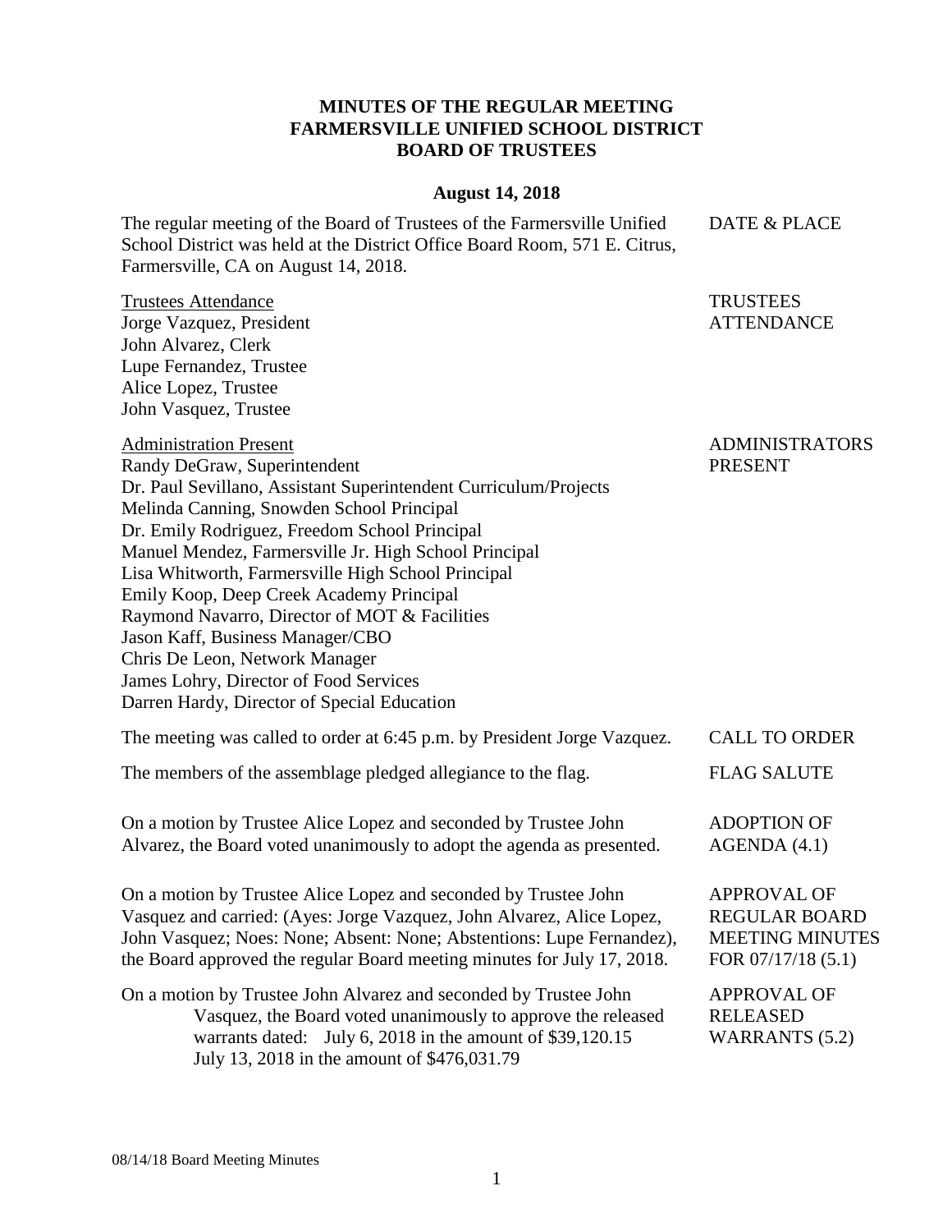**MINUTES OF THE REGULAR MEETING**
**FARMERSVILLE UNIFIED SCHOOL DISTRICT**
**BOARD OF TRUSTEES**

**August 14, 2018**

DATE & PLACE

The regular meeting of the Board of Trustees of the Farmersville Unified School District was held at the District Office Board Room, 571 E. Citrus, Farmersville, CA on August 14, 2018.

TRUSTEES ATTENDANCE

Trustees Attendance
Jorge Vazquez, President
John Alvarez, Clerk
Lupe Fernandez, Trustee
Alice Lopez, Trustee
John Vasquez, Trustee

ADMINISTRATORS PRESENT

Administration Present
Randy DeGraw, Superintendent
Dr. Paul Sevillano, Assistant Superintendent Curriculum/Projects
Melinda Canning, Snowden School Principal
Dr. Emily Rodriguez, Freedom School Principal
Manuel Mendez, Farmersville Jr. High School Principal
Lisa Whitworth, Farmersville High School Principal
Emily Koop, Deep Creek Academy Principal
Raymond Navarro, Director of MOT & Facilities
Jason Kaff, Business Manager/CBO
Chris De Leon, Network Manager
James Lohry, Director of Food Services
Darren Hardy, Director of Special Education

CALL TO ORDER

The meeting was called to order at 6:45 p.m. by President Jorge Vazquez.

FLAG SALUTE

The members of the assemblage pledged allegiance to the flag.

ADOPTION OF AGENDA (4.1)

On a motion by Trustee Alice Lopez and seconded by Trustee John Alvarez, the Board voted unanimously to adopt the agenda as presented.

APPROVAL OF REGULAR BOARD MEETING MINUTES FOR 07/17/18 (5.1)

On a motion by Trustee Alice Lopez and seconded by Trustee John Vasquez and carried: (Ayes: Jorge Vazquez, John Alvarez, Alice Lopez, John Vasquez; Noes: None; Absent: None; Abstentions: Lupe Fernandez), the Board approved the regular Board meeting minutes for July 17, 2018.

APPROVAL OF RELEASED WARRANTS (5.2)

On a motion by Trustee John Alvarez and seconded by Trustee John Vasquez, the Board voted unanimously to approve the released warrants dated: July 6, 2018 in the amount of $39,120.15
July 13, 2018 in the amount of $476,031.79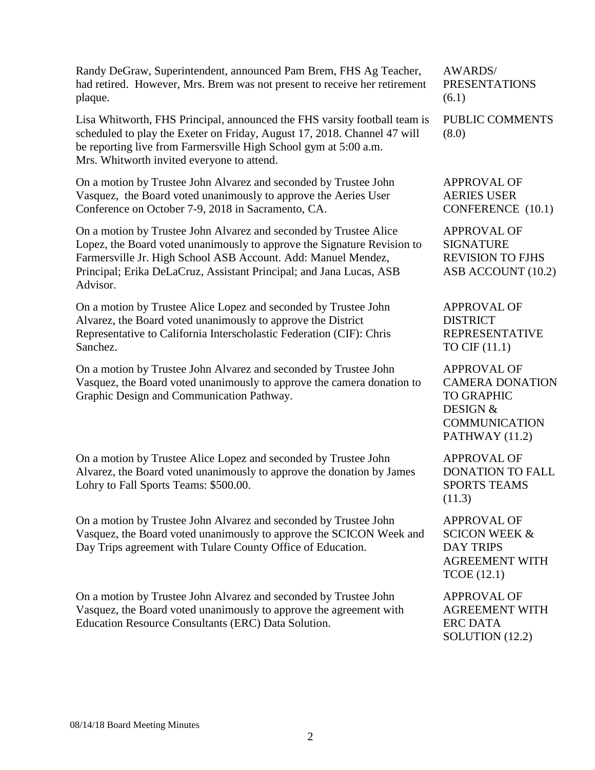Randy DeGraw, Superintendent, announced Pam Brem, FHS Ag Teacher, had retired. However, Mrs. Brem was not present to receive her retirement plaque.

**AWARDS/ PRESENTATIONS (6.1)**

Lisa Whitworth, FHS Principal, announced the FHS varsity football team is scheduled to play the Exeter on Friday, August 17, 2018. Channel 47 will be reporting live from Farmersville High School gym at 5:00 a.m. Mrs. Whitworth invited everyone to attend.

**PUBLIC COMMENTS (8.0)**

On a motion by Trustee John Alvarez and seconded by Trustee John Vasquez, the Board voted unanimously to approve the Aeries User Conference on October 7-9, 2018 in Sacramento, CA.

**APPROVAL OF AERIES USER CONFERENCE (10.1)**

On a motion by Trustee John Alvarez and seconded by Trustee Alice Lopez, the Board voted unanimously to approve the Signature Revision to Farmersville Jr. High School ASB Account. Add: Manuel Mendez, Principal; Erika DeLaCruz, Assistant Principal; and Jana Lucas, ASB Advisor.

**APPROVAL OF SIGNATURE REVISION TO FJHS ASB ACCOUNT (10.2)**

On a motion by Trustee Alice Lopez and seconded by Trustee John Alvarez, the Board voted unanimously to approve the District Representative to California Interscholastic Federation (CIF): Chris Sanchez.

**APPROVAL OF DISTRICT REPRESENTATIVE TO CIF (11.1)**

On a motion by Trustee John Alvarez and seconded by Trustee John Vasquez, the Board voted unanimously to approve the camera donation to Graphic Design and Communication Pathway.

**APPROVAL OF CAMERA DONATION TO GRAPHIC DESIGN & COMMUNICATION PATHWAY (11.2)**

On a motion by Trustee Alice Lopez and seconded by Trustee John Alvarez, the Board voted unanimously to approve the donation by James Lohry to Fall Sports Teams: $500.00.

**APPROVAL OF DONATION TO FALL SPORTS TEAMS (11.3)**

On a motion by Trustee John Alvarez and seconded by Trustee John Vasquez, the Board voted unanimously to approve the SCICON Week and Day Trips agreement with Tulare County Office of Education.

**APPROVAL OF SCICON WEEK & DAY TRIPS AGREEMENT WITH TCOE (12.1)**

On a motion by Trustee John Alvarez and seconded by Trustee John Vasquez, the Board voted unanimously to approve the agreement with Education Resource Consultants (ERC) Data Solution.

**APPROVAL OF AGREEMENT WITH ERC DATA SOLUTION (12.2)**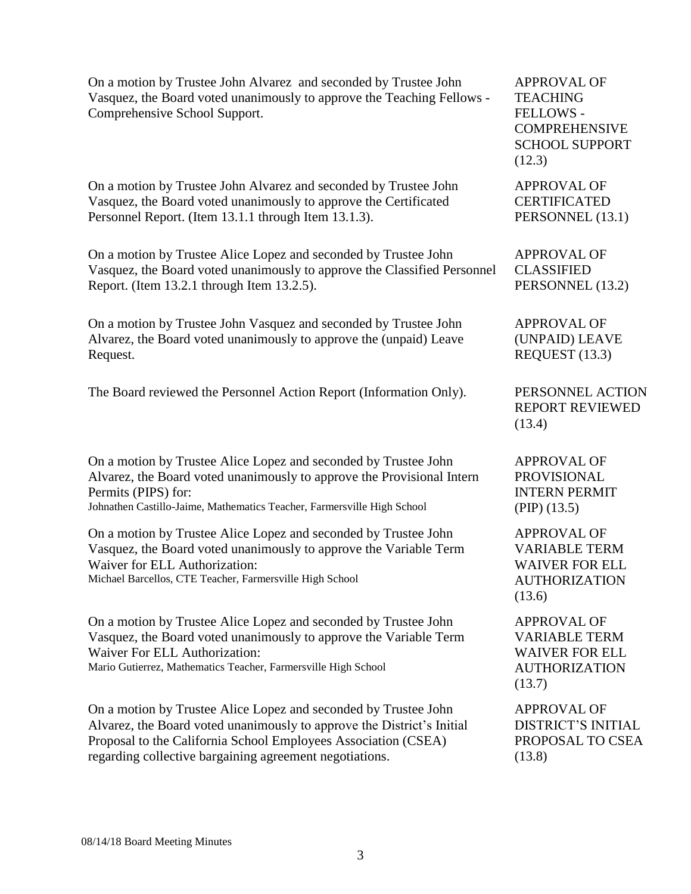On a motion by Trustee John Alvarez and seconded by Trustee John Vasquez, the Board voted unanimously to approve the Teaching Fellows - Comprehensive School Support.

**APPROVAL OF TEACHING FELLOWS - COMPREHENSIVE SCHOOL SUPPORT (12.3)**

On a motion by Trustee John Alvarez and seconded by Trustee John Vasquez, the Board voted unanimously to approve the Certificated Personnel Report. (Item 13.1.1 through Item 13.1.3).

**APPROVAL OF CERTIFICATED PERSONNEL (13.1)**

On a motion by Trustee Alice Lopez and seconded by Trustee John Vasquez, the Board voted unanimously to approve the Classified Personnel Report. (Item 13.2.1 through Item 13.2.5).

**APPROVAL OF CLASSIFIED PERSONNEL (13.2)**

On a motion by Trustee John Vasquez and seconded by Trustee John Alvarez, the Board voted unanimously to approve the (unpaid) Leave Request.

**APPROVAL OF (UNPAID) LEAVE REQUEST (13.3)**

The Board reviewed the Personnel Action Report (Information Only).

**PERSONNEL ACTION REPORT REVIEWED (13.4)**

On a motion by Trustee Alice Lopez and seconded by Trustee John Alvarez, the Board voted unanimously to approve the Provisional Intern Permits (PIPS) for:
Johnathen Castillo-Jaime, Mathematics Teacher, Farmersville High School

**APPROVAL OF PROVISIONAL INTERN PERMIT (PIP) (13.5)**

On a motion by Trustee Alice Lopez and seconded by Trustee John Vasquez, the Board voted unanimously to approve the Variable Term Waiver for ELL Authorization:
Michael Barcellos, CTE Teacher, Farmersville High School

**APPROVAL OF VARIABLE TERM WAIVER FOR ELL AUTHORIZATION (13.6)**

On a motion by Trustee Alice Lopez and seconded by Trustee John Vasquez, the Board voted unanimously to approve the Variable Term Waiver For ELL Authorization:
Mario Gutierrez, Mathematics Teacher, Farmersville High School

**APPROVAL OF VARIABLE TERM WAIVER FOR ELL AUTHORIZATION (13.7)**

On a motion by Trustee Alice Lopez and seconded by Trustee John Alvarez, the Board voted unanimously to approve the District's Initial Proposal to the California School Employees Association (CSEA) regarding collective bargaining agreement negotiations.

**APPROVAL OF DISTRICT'S INITIAL PROPOSAL TO CSEA (13.8)**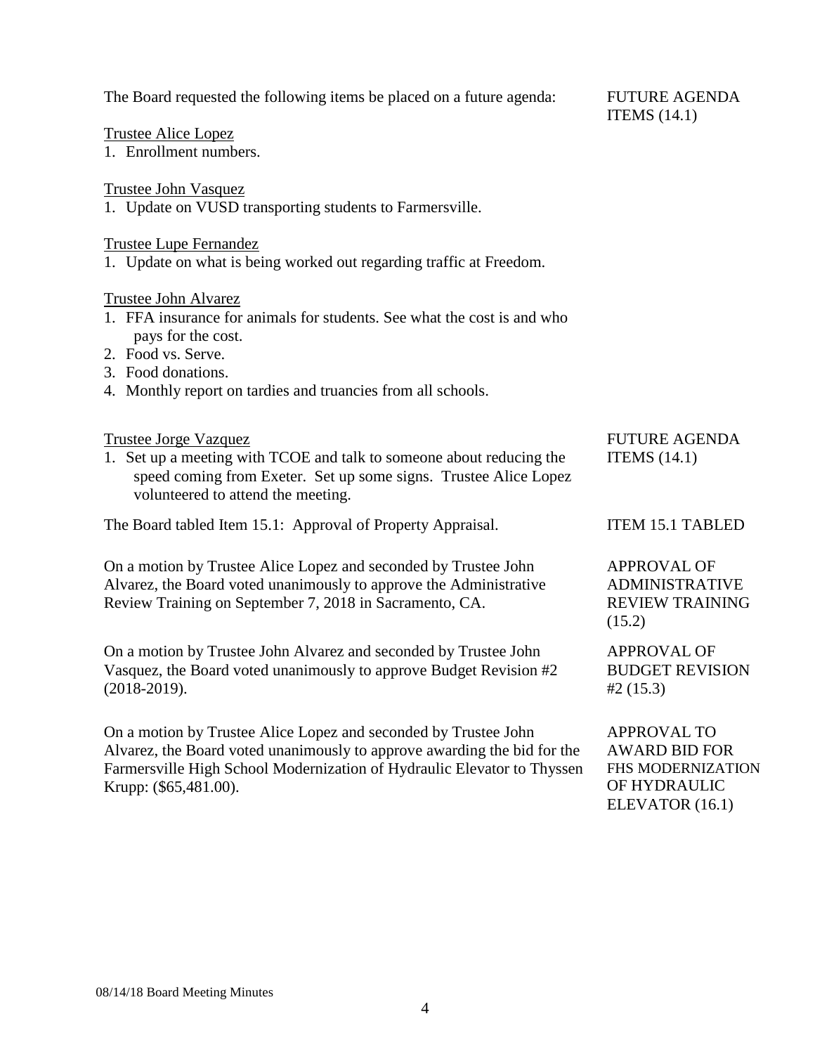The Board requested the following items be placed on a future agenda: FUTURE AGENDA ITEMS (14.1)

Trustee Alice Lopez
1. Enrollment numbers.

Trustee John Vasquez
1. Update on VUSD transporting students to Farmersville.

Trustee Lupe Fernandez
1. Update on what is being worked out regarding traffic at Freedom.

Trustee John Alvarez
1. FFA insurance for animals for students. See what the cost is and who pays for the cost.
2. Food vs. Serve.
3. Food donations.
4. Monthly report on tardies and truancies from all schools.

Trustee Jorge Vazquez — FUTURE AGENDA ITEMS (14.1)
1. Set up a meeting with TCOE and talk to someone about reducing the speed coming from Exeter. Set up some signs. Trustee Alice Lopez volunteered to attend the meeting.

**ITEM 15.1 TABLED**

The Board tabled Item 15.1: Approval of Property Appraisal.

**APPROVAL OF ADMINISTRATIVE REVIEW TRAINING (15.2)**

On a motion by Trustee Alice Lopez and seconded by Trustee John Alvarez, the Board voted unanimously to approve the Administrative Review Training on September 7, 2018 in Sacramento, CA.

**APPROVAL OF BUDGET REVISION #2 (15.3)**

On a motion by Trustee John Alvarez and seconded by Trustee John Vasquez, the Board voted unanimously to approve Budget Revision #2 (2018-2019).

**APPROVAL TO AWARD BID FOR FHS MODERNIZATION OF HYDRAULIC ELEVATOR (16.1)**

On a motion by Trustee Alice Lopez and seconded by Trustee John Alvarez, the Board voted unanimously to approve awarding the bid for the Farmersville High School Modernization of Hydraulic Elevator to Thyssen Krupp: ($65,481.00).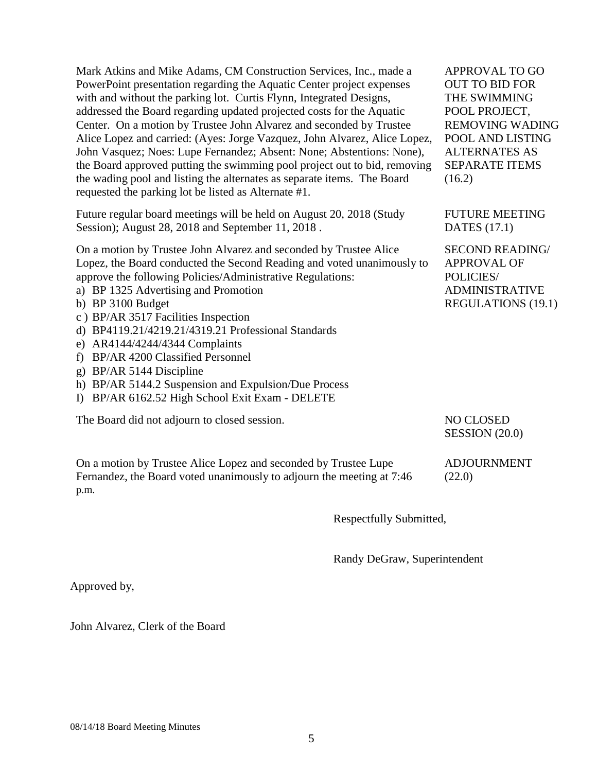Mark Atkins and Mike Adams, CM Construction Services, Inc., made a PowerPoint presentation regarding the Aquatic Center project expenses with and without the parking lot. Curtis Flynn, Integrated Designs, addressed the Board regarding updated projected costs for the Aquatic Center. On a motion by Trustee John Alvarez and seconded by Trustee Alice Lopez and carried: (Ayes: Jorge Vazquez, John Alvarez, Alice Lopez, John Vasquez; Noes: Lupe Fernandez; Absent: None; Abstentions: None), the Board approved putting the swimming pool project out to bid, removing the wading pool and listing the alternates as separate items. The Board requested the parking lot be listed as Alternate #1.

APPROVAL TO GO OUT TO BID FOR THE SWIMMING POOL PROJECT, REMOVING WADING POOL AND LISTING ALTERNATES AS SEPARATE ITEMS (16.2)

Future regular board meetings will be held on August 20, 2018 (Study Session); August 28, 2018 and September 11, 2018 .

FUTURE MEETING DATES (17.1)

On a motion by Trustee John Alvarez and seconded by Trustee Alice Lopez, the Board conducted the Second Reading and voted unanimously to approve the following Policies/Administrative Regulations:

a) BP 1325 Advertising and Promotion
b) BP 3100 Budget
c ) BP/AR 3517 Facilities Inspection
d) BP4119.21/4219.21/4319.21 Professional Standards
e) AR4144/4244/4344 Complaints
f) BP/AR 4200 Classified Personnel
g) BP/AR 5144 Discipline
h) BP/AR 5144.2 Suspension and Expulsion/Due Process
I) BP/AR 6162.52 High School Exit Exam - DELETE

SECOND READING/ APPROVAL OF POLICIES/ ADMINISTRATIVE REGULATIONS (19.1)

The Board did not adjourn to closed session.

NO CLOSED SESSION (20.0)

On a motion by Trustee Alice Lopez and seconded by Trustee Lupe Fernandez, the Board voted unanimously to adjourn the meeting at 7:46 p.m.

ADJOURNMENT (22.0)

Respectfully Submitted,

Randy DeGraw, Superintendent

Approved by,

John Alvarez, Clerk of the Board

08/14/18 Board Meeting Minutes